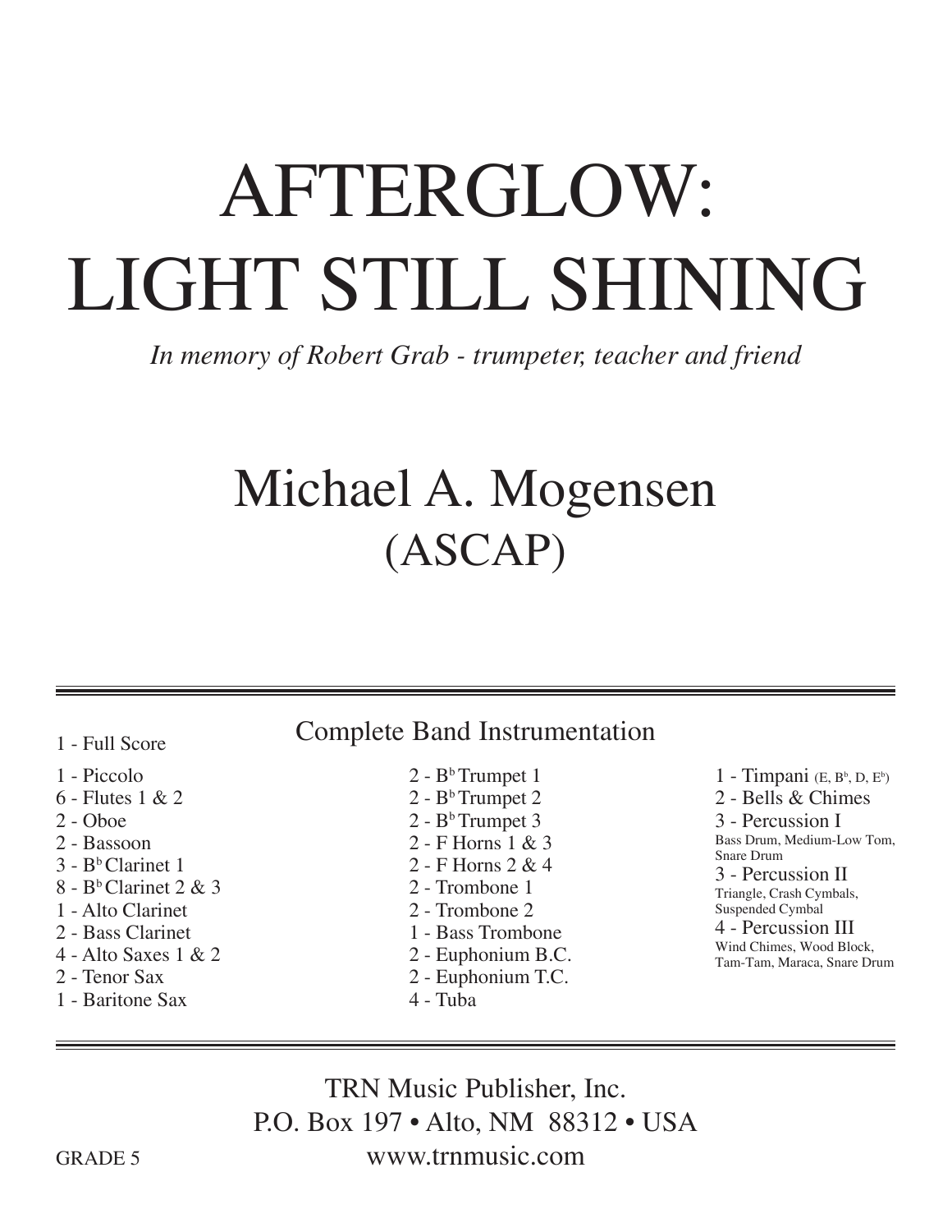# AFTERGLOW: LIGHT STILL SHINING

*In memory of Robert Grab - trumpeter, teacher and friend*

## Michael A. Mogensen
## (ASCAP)

---

### Complete Band Instrumentation

- 1 - Full Score
- 1 - Piccolo
- 6 - Flutes 1 & 2
- 2 - Oboe
- 2 - Bassoon
- 3 - B♭ Clarinet 1
- 8 - B♭ Clarinet 2 & 3
- 1 - Alto Clarinet
- 2 - Bass Clarinet
- 4 - Alto Saxes 1 & 2
- 2 - Tenor Sax
- 1 - Baritone Sax
- 2 - B♭ Trumpet 1
- 2 - B♭ Trumpet 2
- 2 - B♭ Trumpet 3
- 2 - F Horns 1 & 3
- 2 - F Horns 2 & 4
- 2 - Trombone 1
- 2 - Trombone 2
- 1 - Bass Trombone
- 2 - Euphonium B.C.
- 2 - Euphonium T.C.
- 4 - Tuba
- 1 - Timpani (E, B♭, D, E♭)
- 2 - Bells & Chimes
- 3 - Percussion I
  Bass Drum, Medium-Low Tom, Snare Drum
- 3 - Percussion II
  Triangle, Crash Cymbals, Suspended Cymbal
- 4 - Percussion III
  Wind Chimes, Wood Block, Tam-Tam, Maraca, Snare Drum

---

TRN Music Publisher, Inc.
P.O. Box 197 • Alto, NM 88312 • USA
www.trnmusic.com

GRADE 5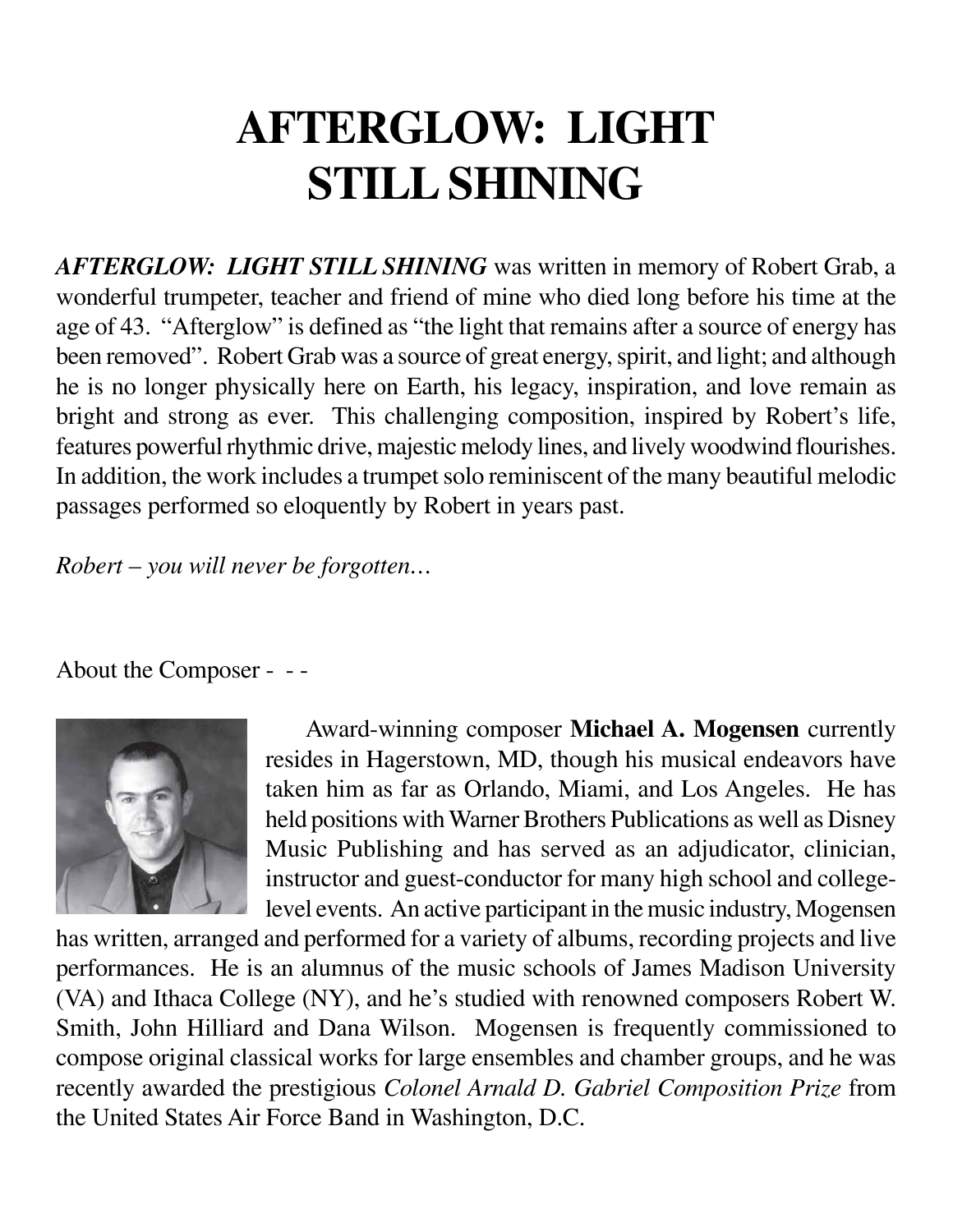# AFTERGLOW: LIGHT STILL SHINING

***AFTERGLOW: LIGHT STILL SHINING*** was written in memory of Robert Grab, a wonderful trumpeter, teacher and friend of mine who died long before his time at the age of 43. "Afterglow" is defined as "the light that remains after a source of energy has been removed". Robert Grab was a source of great energy, spirit, and light; and although he is no longer physically here on Earth, his legacy, inspiration, and love remain as bright and strong as ever. This challenging composition, inspired by Robert's life, features powerful rhythmic drive, majestic melody lines, and lively woodwind flourishes. In addition, the work includes a trumpet solo reminiscent of the many beautiful melodic passages performed so eloquently by Robert in years past.

*Robert – you will never be forgotten…*

About the Composer - - -

Award-winning composer **Michael A. Mogensen** currently resides in Hagerstown, MD, though his musical endeavors have taken him as far as Orlando, Miami, and Los Angeles. He has held positions with Warner Brothers Publications as well as Disney Music Publishing and has served as an adjudicator, clinician, instructor and guest-conductor for many high school and college-level events. An active participant in the music industry, Mogensen has written, arranged and performed for a variety of albums, recording projects and live performances. He is an alumnus of the music schools of James Madison University (VA) and Ithaca College (NY), and he's studied with renowned composers Robert W. Smith, John Hilliard and Dana Wilson. Mogensen is frequently commissioned to compose original classical works for large ensembles and chamber groups, and he was recently awarded the prestigious *Colonel Arnald D. Gabriel Composition Prize* from the United States Air Force Band in Washington, D.C.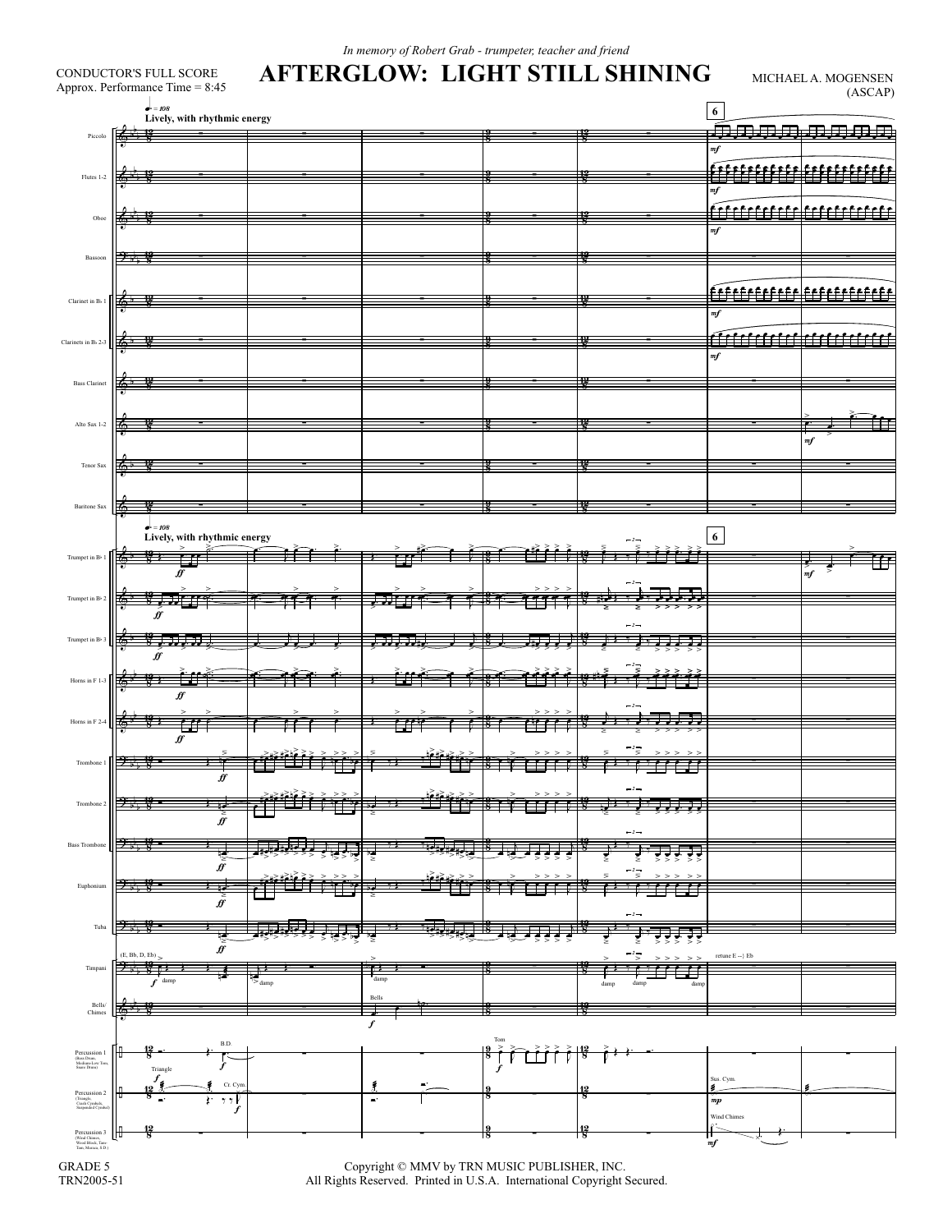*In memory of Robert Grab - trumpeter, teacher and friend*

CONDUCTOR'S FULL SCORE
Approx. Performance Time = 8:45

# AFTERGLOW: LIGHT STILL SHINING

MICHAEL A. MOGENSEN
(ASCAP)

GRADE 5
TRN2005-51

Copyright © MMV by TRN MUSIC PUBLISHER, INC.
All Rights Reserved. Printed in U.S.A. International Copyright Secured.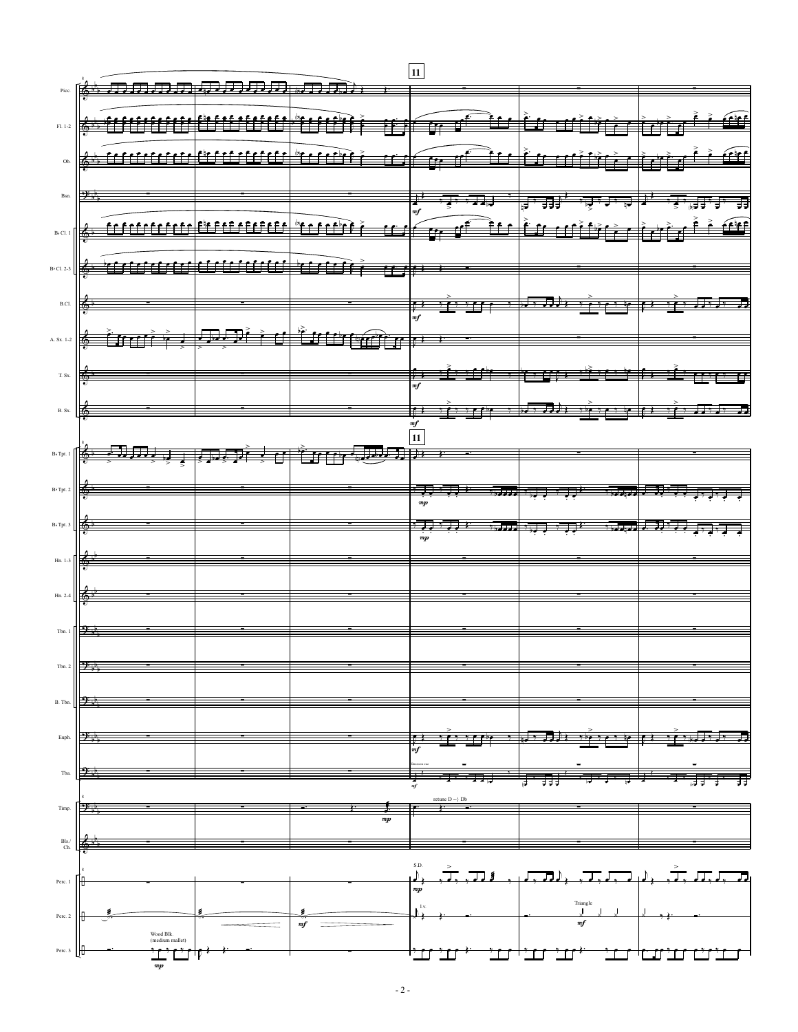**11**

Picc.
Fl. 1-2
Ob.
Bsn.
B♭ Cl. 1
B♭ Cl. 2-3
B.Cl.
A. Sx. 1-2
T. Sx.
B. Sx.
B♭ Tpt. 1
B♭ Tpt. 2
B♭ Tpt. 3
Hn. 1-3
Hn. 2-4
Tbn. 1
Tbn. 2
B. Tbn.
Euph.
Tba.
Timp.
Bls./Ch.
Perc. 1
Perc. 2
Perc. 3

*mf* *mp*

Bassoon cue

retune D→Db

S.D.

l.v.

Triangle

Wood Blk. (medium mallet)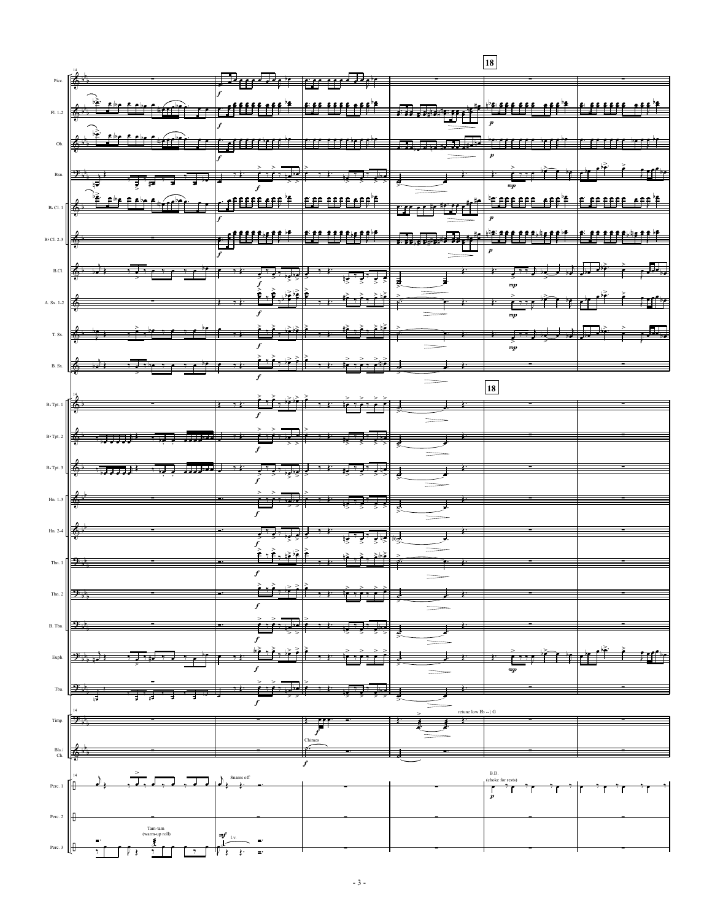18

Picc.
Fl. 1-2
Ob.
Bsn.
B♭ Cl. 1
B♭ Cl. 2-3
B.Cl.
A. Sx. 1-2
T. Sx.
B. Sx.

B♭ Tpt. 1
B♭ Tpt. 2
B♭ Tpt. 3
Hn. 1-3
Hn. 2-4
Tbn. 1
Tbn. 2
B. Tbn.
Euph.
Tba.

Timp.

retune low Eb -- G

Bls./Ch.

Chimes

Perc. 1

Snares off

B.D (choke for rests)

Perc. 2

Perc. 3

Tam-tam (warm-up roll)

l.v.